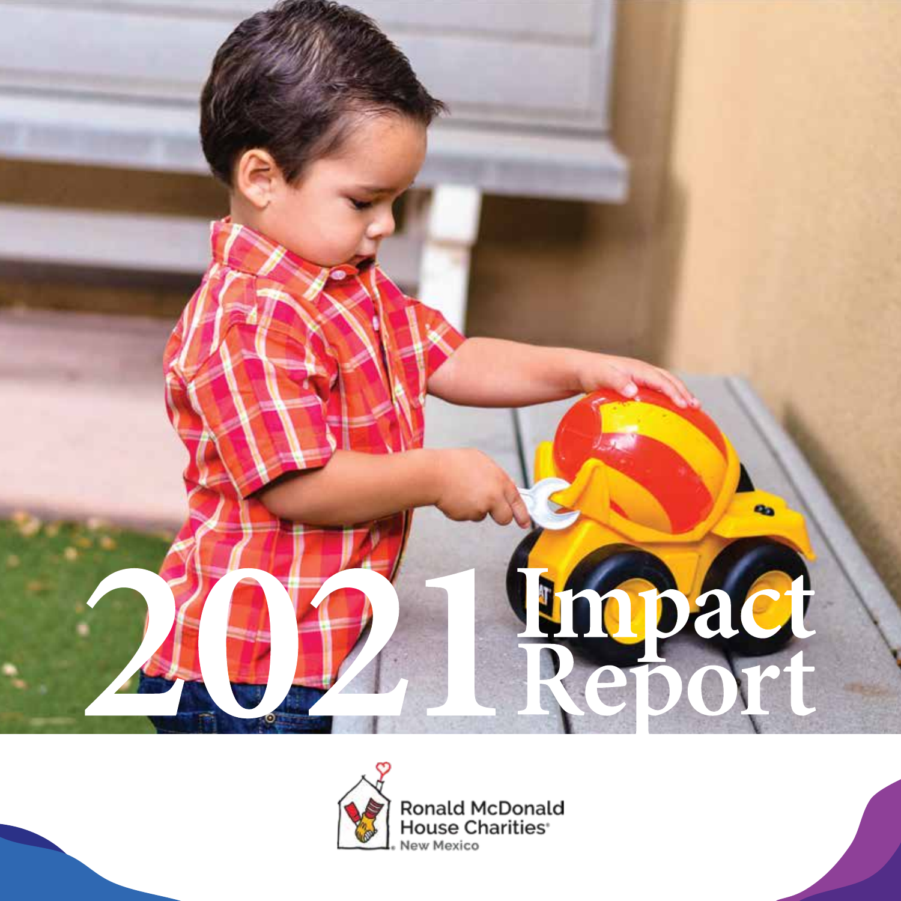# 2021 Impact Report

Ronald McDonald House Charities

New Mexico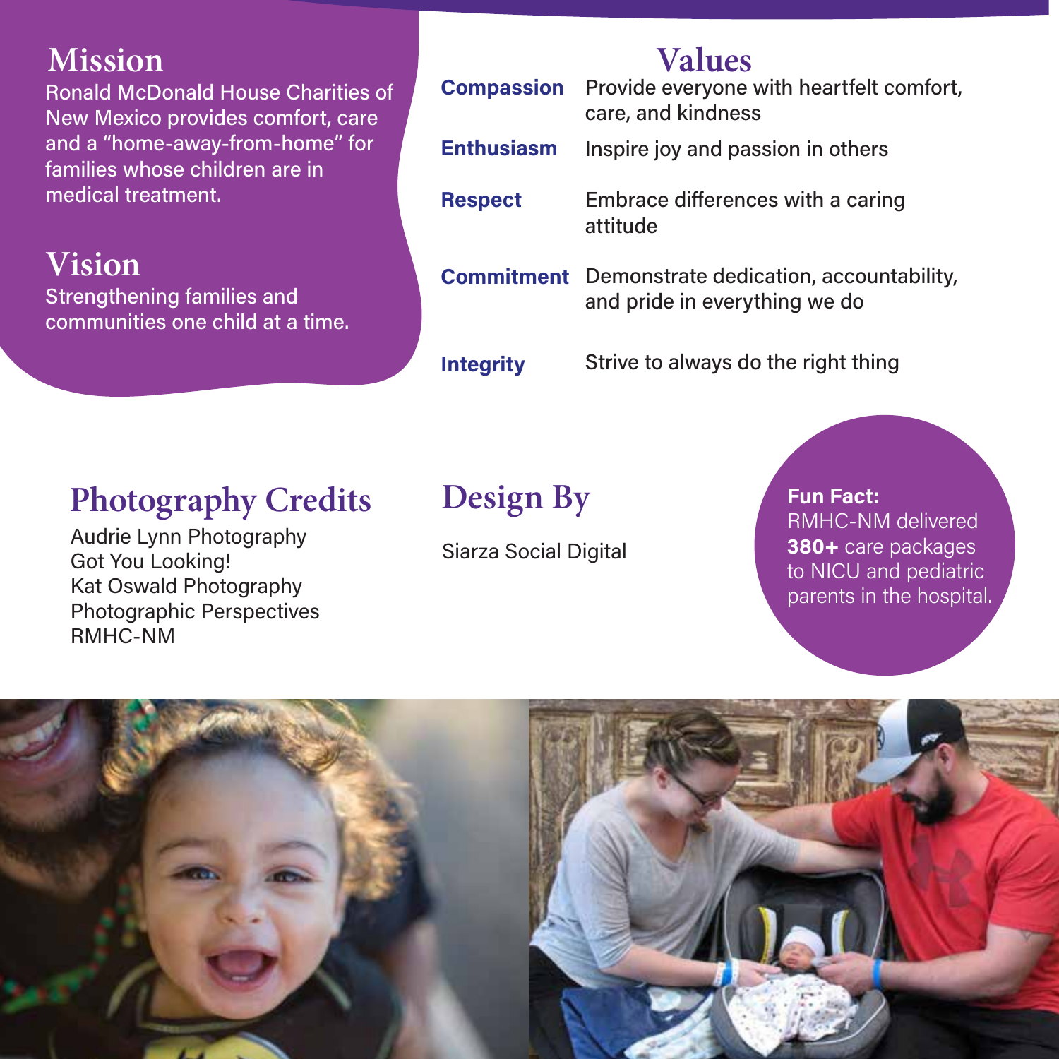## Mission

Ronald McDonald House Charities of New Mexico provides comfort, care and a "home-away-from-home" for families whose children are in medical treatment.

## Vision

Strengthening families and communities one child at a time.

## Values

| | |
|---|---|
| **Compassion** | Provide everyone with heartfelt comfort, care, and kindness |
| **Enthusiasm** | Inspire joy and passion in others |
| **Respect** | Embrace differences with a caring attitude |
| **Commitment** | Demonstrate dedication, accountability, and pride in everything we do |
| **Integrity** | Strive to always do the right thing |

## Photography Credits

Audrie Lynn Photography
Got You Looking!
Kat Oswald Photography
Photographic Perspectives
RMHC-NM

## Design By

Siarza Social Digital

**Fun Fact:**
RMHC-NM delivered **380+** care packages to NICU and pediatric parents in the hospital.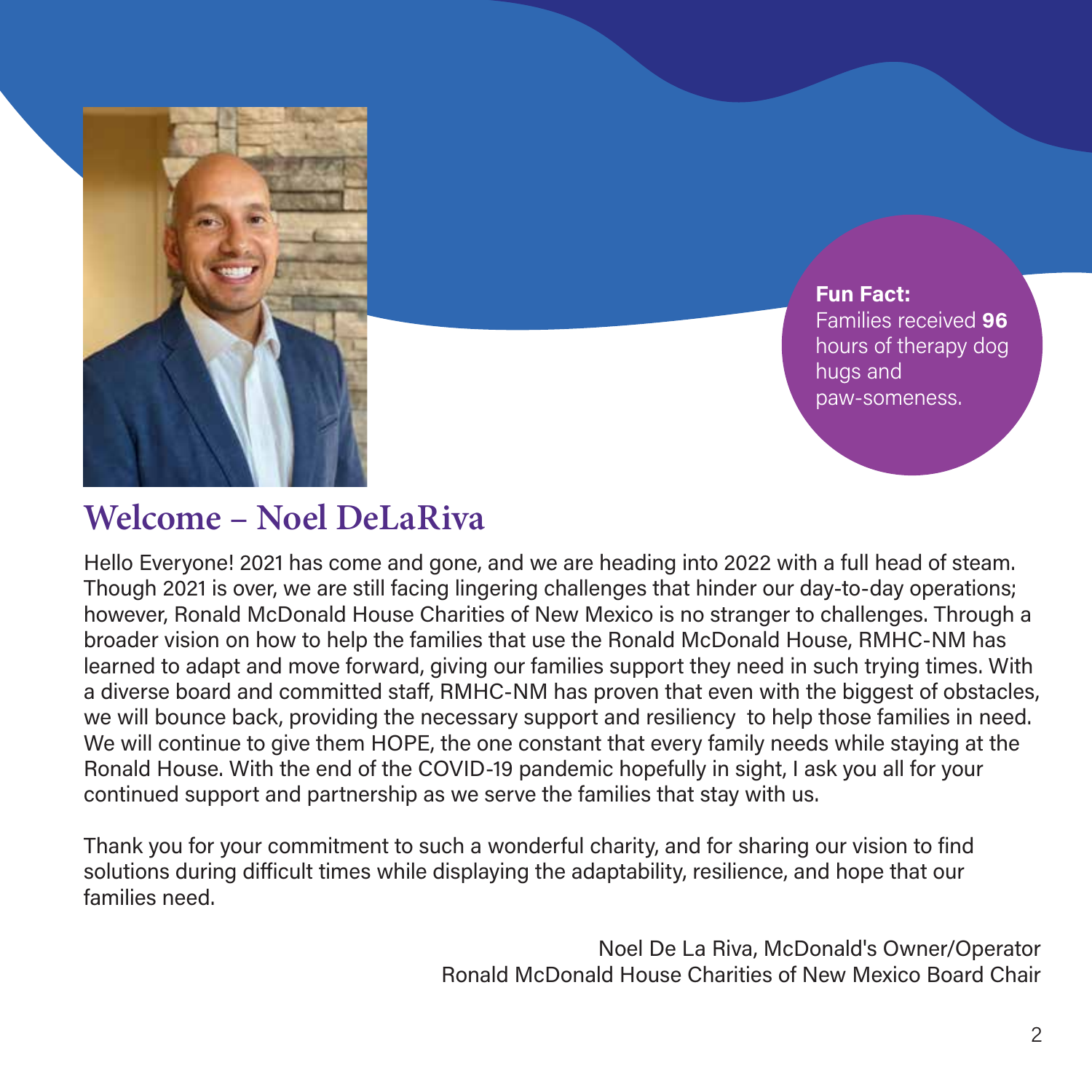**Fun Fact:**
Families received **96** hours of therapy dog hugs and paw-someness.

## Welcome – Noel DeLaRiva

Hello Everyone! 2021 has come and gone, and we are heading into 2022 with a full head of steam. Though 2021 is over, we are still facing lingering challenges that hinder our day-to-day operations; however, Ronald McDonald House Charities of New Mexico is no stranger to challenges. Through a broader vision on how to help the families that use the Ronald McDonald House, RMHC-NM has learned to adapt and move forward, giving our families support they need in such trying times. With a diverse board and committed staff, RMHC-NM has proven that even with the biggest of obstacles, we will bounce back, providing the necessary support and resiliency to help those families in need. We will continue to give them HOPE, the one constant that every family needs while staying at the Ronald House. With the end of the COVID-19 pandemic hopefully in sight, I ask you all for your continued support and partnership as we serve the families that stay with us.

Thank you for your commitment to such a wonderful charity, and for sharing our vision to find solutions during difficult times while displaying the adaptability, resilience, and hope that our families need.

Noel De La Riva, McDonald's Owner/Operator
Ronald McDonald House Charities of New Mexico Board Chair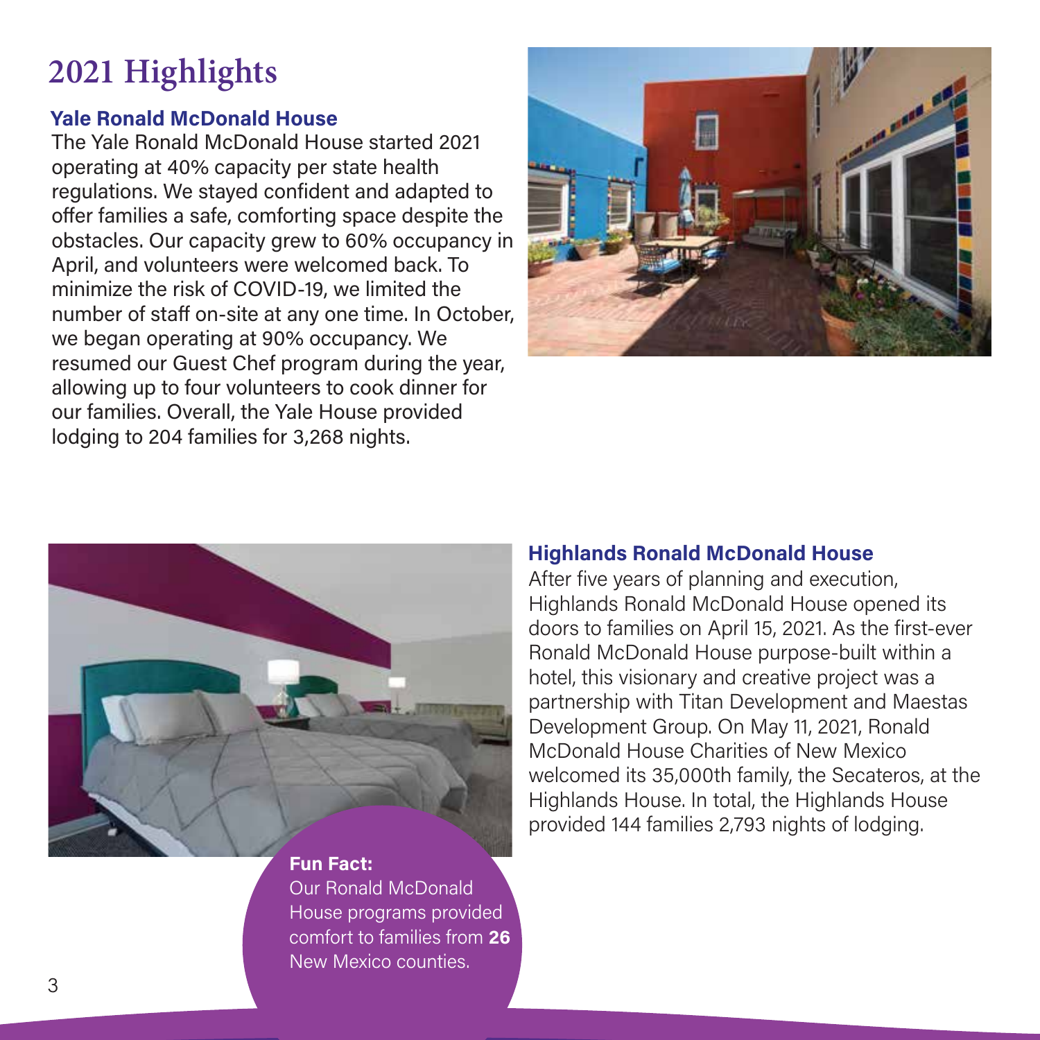# 2021 Highlights

### Yale Ronald McDonald House

The Yale Ronald McDonald House started 2021 operating at 40% capacity per state health regulations. We stayed confident and adapted to offer families a safe, comforting space despite the obstacles. Our capacity grew to 60% occupancy in April, and volunteers were welcomed back. To minimize the risk of COVID-19, we limited the number of staff on-site at any one time. In October, we began operating at 90% occupancy. We resumed our Guest Chef program during the year, allowing up to four volunteers to cook dinner for our families. Overall, the Yale House provided lodging to 204 families for 3,268 nights.

### Highlands Ronald McDonald House

After five years of planning and execution, Highlands Ronald McDonald House opened its doors to families on April 15, 2021. As the first-ever Ronald McDonald House purpose-built within a hotel, this visionary and creative project was a partnership with Titan Development and Maestas Development Group. On May 11, 2021, Ronald McDonald House Charities of New Mexico welcomed its 35,000th family, the Secateros, at the Highlands House. In total, the Highlands House provided 144 families 2,793 nights of lodging.

**Fun Fact:**
Our Ronald McDonald House programs provided comfort to families from **26** New Mexico counties.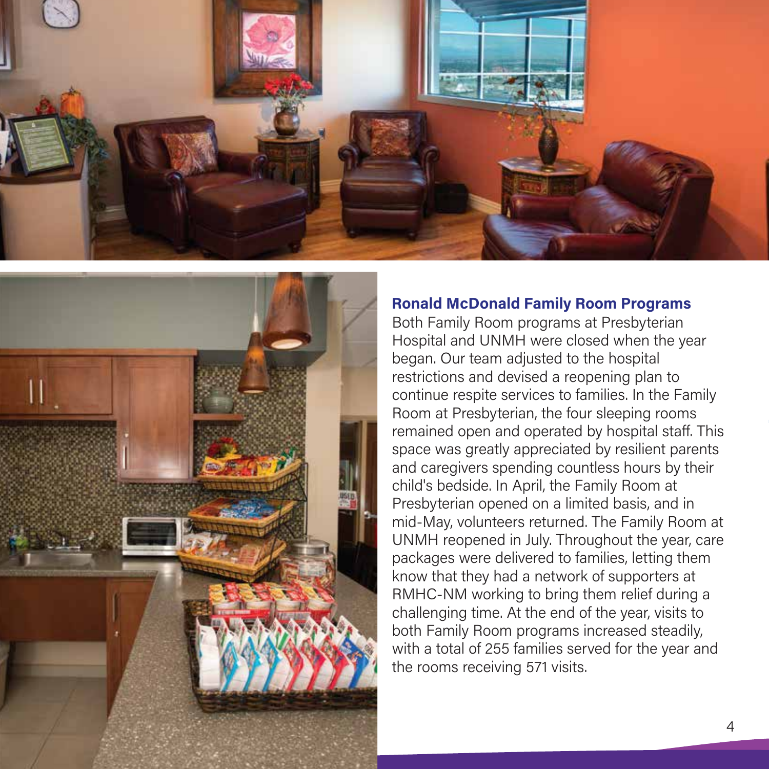## Ronald McDonald Family Room Programs

Both Family Room programs at Presbyterian Hospital and UNMH were closed when the year began. Our team adjusted to the hospital restrictions and devised a reopening plan to continue respite services to families. In the Family Room at Presbyterian, the four sleeping rooms remained open and operated by hospital staff. This space was greatly appreciated by resilient parents and caregivers spending countless hours by their child's bedside. In April, the Family Room at Presbyterian opened on a limited basis, and in mid-May, volunteers returned. The Family Room at UNMH reopened in July. Throughout the year, care packages were delivered to families, letting them know that they had a network of supporters at RMHC-NM working to bring them relief during a challenging time. At the end of the year, visits to both Family Room programs increased steadily, with a total of 255 families served for the year and the rooms receiving 571 visits.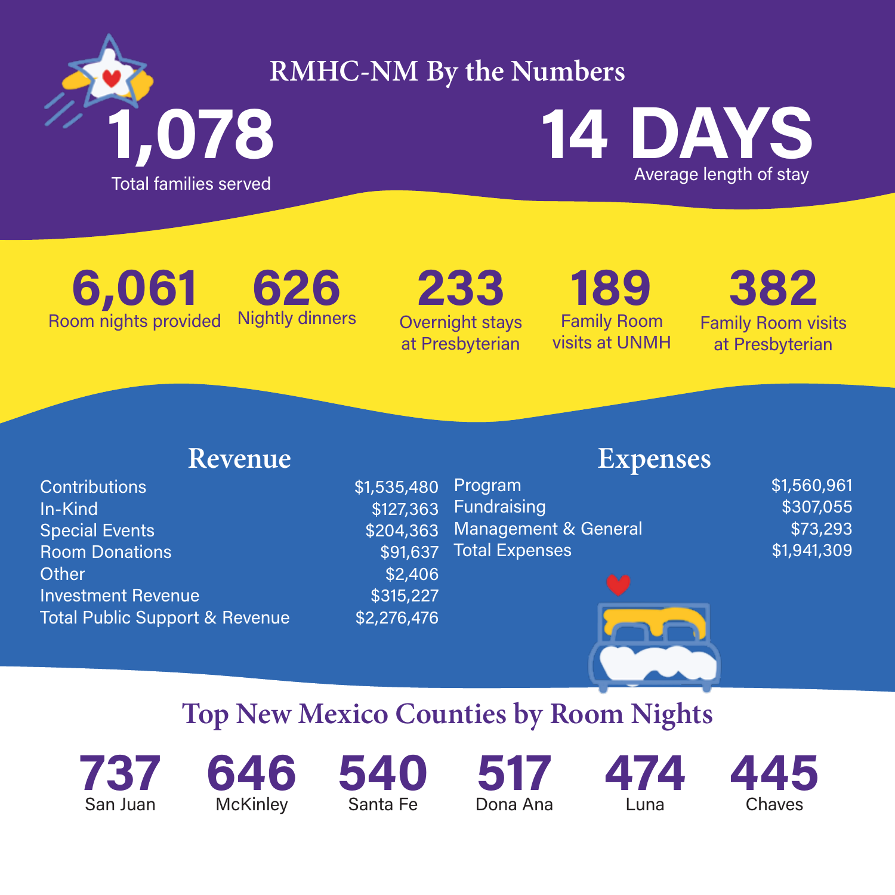# RMHC-NM By the Numbers

**1,078**
Total families served

**14 DAYS**
Average length of stay

**6,061**
Room nights provided

**626**
Nightly dinners

**233**
Overnight stays at Presbyterian

**189**
Family Room visits at UNMH

**382**
Family Room visits at Presbyterian

## Revenue

| | |
|---|---|
| Contributions | $1,535,480 |
| In-Kind | $127,363 |
| Special Events | $204,363 |
| Room Donations | $91,637 |
| Other | $2,406 |
| Investment Revenue | $315,227 |
| Total Public Support & Revenue | $2,276,476 |

## Expenses

| | |
|---|---|
| Program | $1,560,961 |
| Fundraising | $307,055 |
| Management & General | $73,293 |
| Total Expenses | $1,941,309 |

## Top New Mexico Counties by Room Nights

| San Juan | McKinley | Santa Fe | Dona Ana | Luna | Chaves |
|---|---|---|---|---|---|
| 737 | 646 | 540 | 517 | 474 | 445 |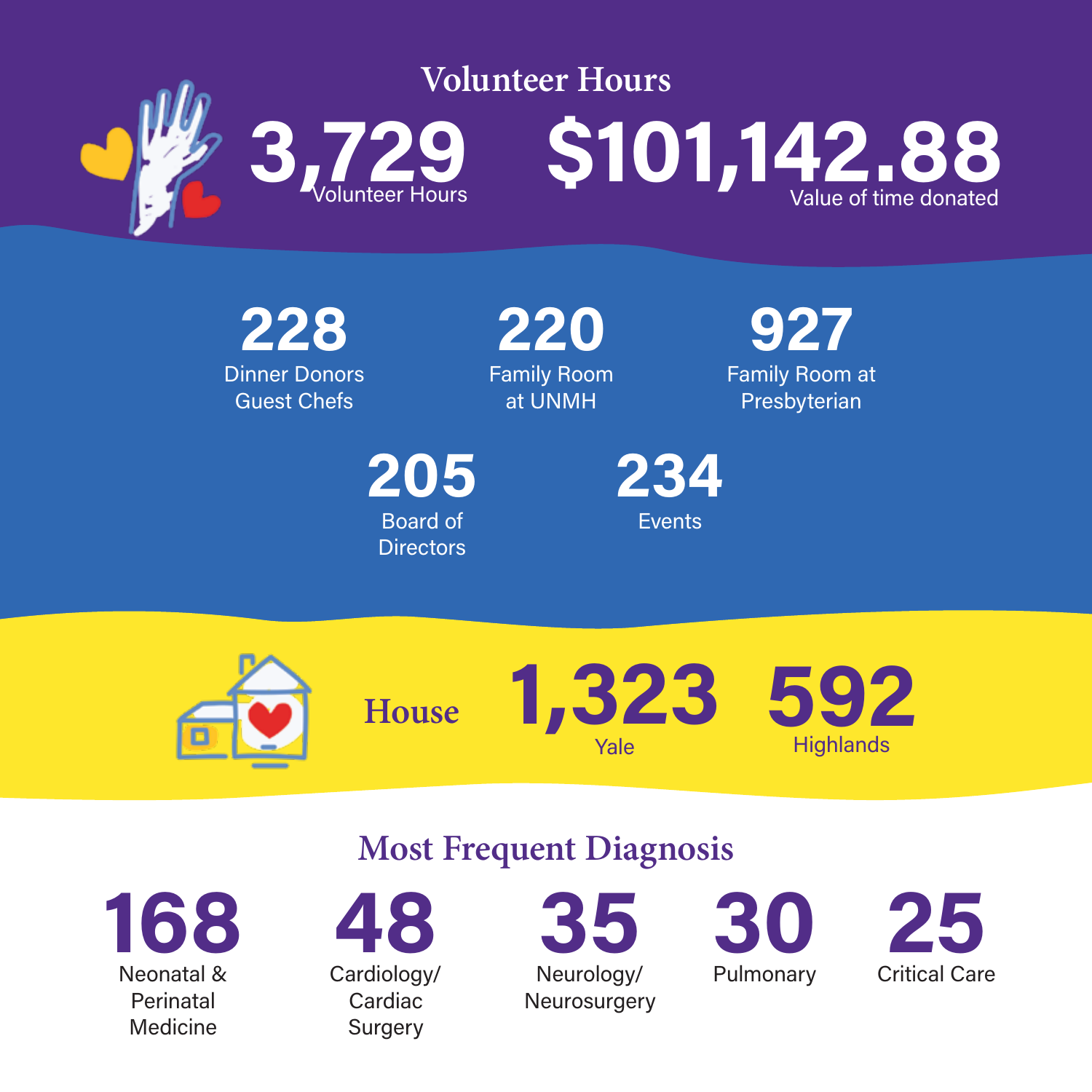## Volunteer Hours

**3,729**
Volunteer Hours

**$101,142.88**
Value of time donated

**228**
Dinner Donors Guest Chefs

**220**
Family Room at UNMH

**927**
Family Room at Presbyterian

**205**
Board of Directors

**234**
Events

## House

**1,323**
Yale

**592**
Highlands

## Most Frequent Diagnosis

**168**
Neonatal & Perinatal Medicine

**48**
Cardiology/ Cardiac Surgery

**35**
Neurology/ Neurosurgery

**30**
Pulmonary

**25**
Critical Care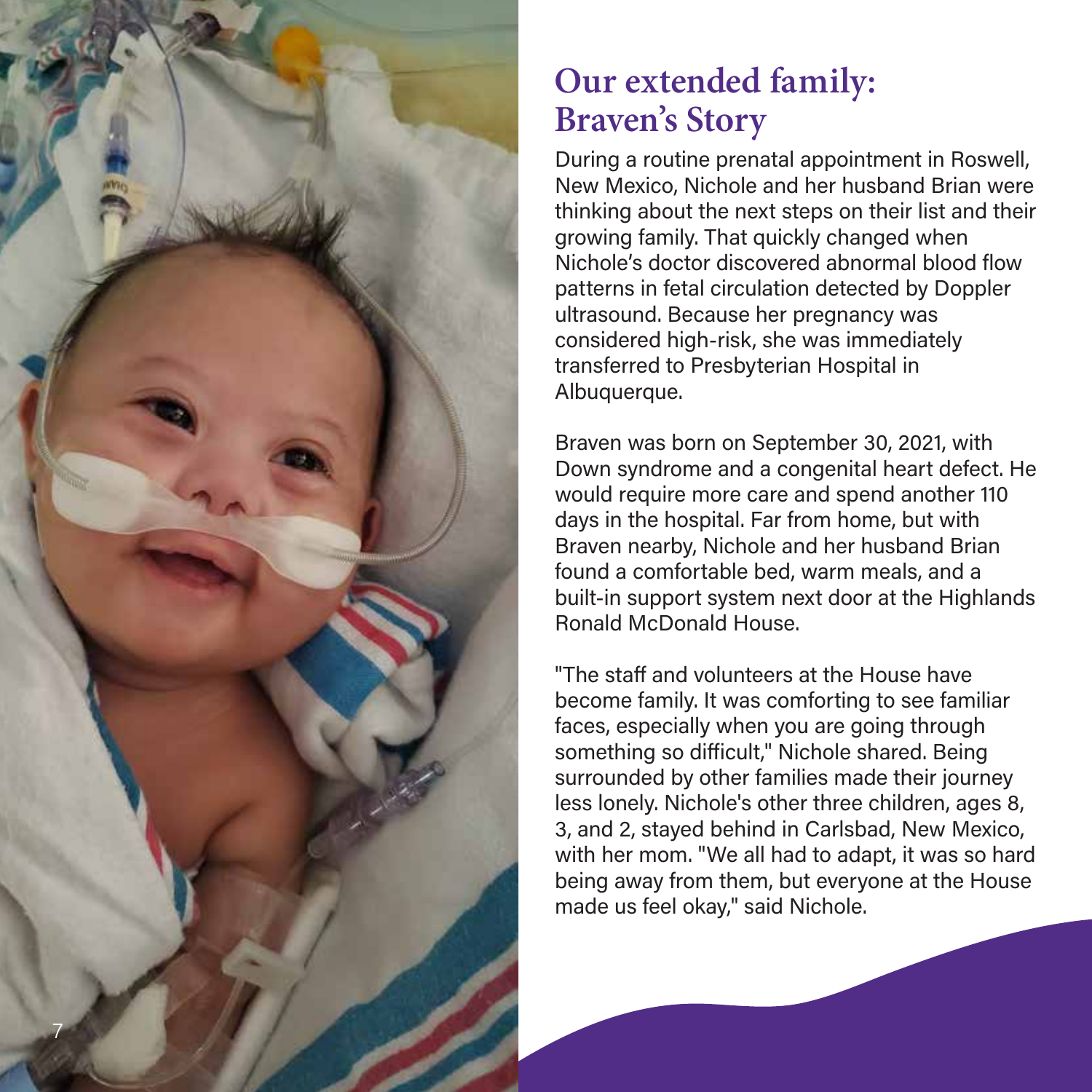# Our extended family: Braven's Story

During a routine prenatal appointment in Roswell, New Mexico, Nichole and her husband Brian were thinking about the next steps on their list and their growing family. That quickly changed when Nichole's doctor discovered abnormal blood flow patterns in fetal circulation detected by Doppler ultrasound. Because her pregnancy was considered high-risk, she was immediately transferred to Presbyterian Hospital in Albuquerque.

Braven was born on September 30, 2021, with Down syndrome and a congenital heart defect. He would require more care and spend another 110 days in the hospital. Far from home, but with Braven nearby, Nichole and her husband Brian found a comfortable bed, warm meals, and a built-in support system next door at the Highlands Ronald McDonald House.

"The staff and volunteers at the House have become family. It was comforting to see familiar faces, especially when you are going through something so difficult," Nichole shared. Being surrounded by other families made their journey less lonely. Nichole's other three children, ages 8, 3, and 2, stayed behind in Carlsbad, New Mexico, with her mom. "We all had to adapt, it was so hard being away from them, but everyone at the House made us feel okay," said Nichole.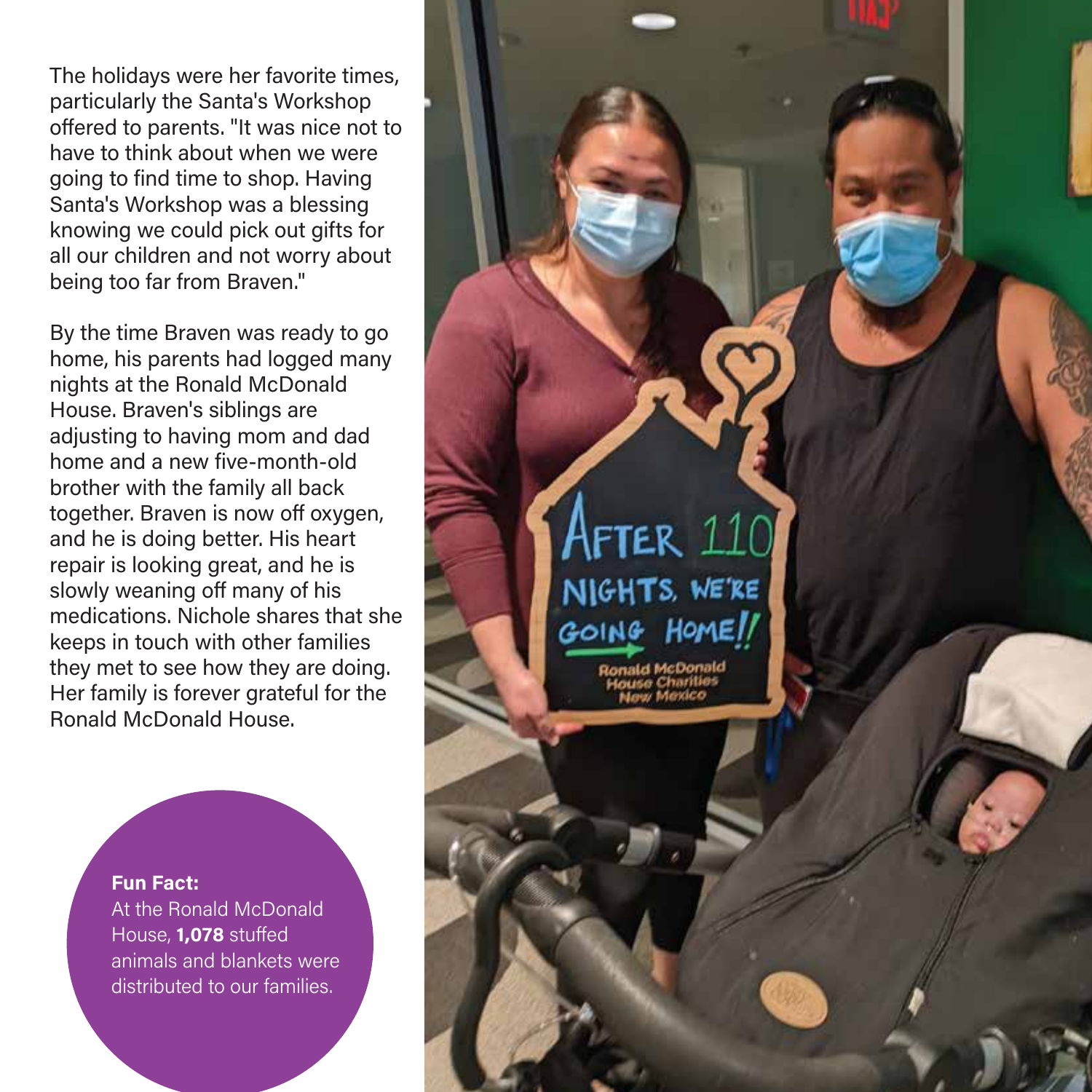The holidays were her favorite times, particularly the Santa's Workshop offered to parents. "It was nice not to have to think about when we were going to find time to shop. Having Santa's Workshop was a blessing knowing we could pick out gifts for all our children and not worry about being too far from Braven."

By the time Braven was ready to go home, his parents had logged many nights at the Ronald McDonald House. Braven's siblings are adjusting to having mom and dad home and a new five-month-old brother with the family all back together. Braven is now off oxygen, and he is doing better. His heart repair is looking great, and he is slowly weaning off many of his medications. Nichole shares that she keeps in touch with other families they met to see how they are doing. Her family is forever grateful for the Ronald McDonald House.

**Fun Fact:**
At the Ronald McDonald House, **1,078** stuffed animals and blankets were distributed to our families.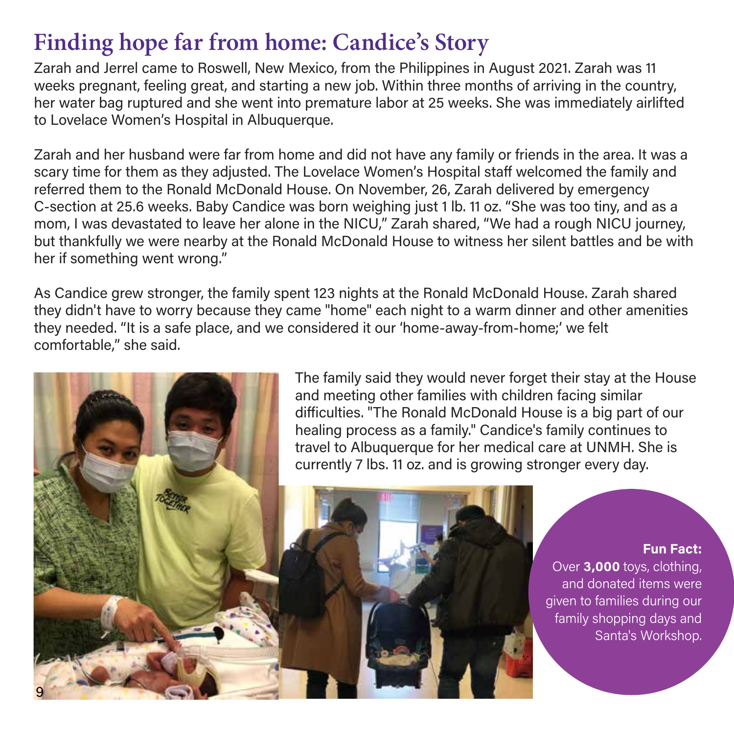# Finding hope far from home: Candice's Story

Zarah and Jerrel came to Roswell, New Mexico, from the Philippines in August 2021. Zarah was 11 weeks pregnant, feeling great, and starting a new job. Within three months of arriving in the country, her water bag ruptured and she went into premature labor at 25 weeks. She was immediately airlifted to Lovelace Women's Hospital in Albuquerque.

Zarah and her husband were far from home and did not have any family or friends in the area. It was a scary time for them as they adjusted. The Lovelace Women's Hospital staff welcomed the family and referred them to the Ronald McDonald House. On November, 26, Zarah delivered by emergency C-section at 25.6 weeks. Baby Candice was born weighing just 1 lb. 11 oz. "She was too tiny, and as a mom, I was devastated to leave her alone in the NICU," Zarah shared, "We had a rough NICU journey, but thankfully we were nearby at the Ronald McDonald House to witness her silent battles and be with her if something went wrong."

As Candice grew stronger, the family spent 123 nights at the Ronald McDonald House. Zarah shared they didn't have to worry because they came "home" each night to a warm dinner and other amenities they needed. "It is a safe place, and we considered it our 'home-away-from-home;' we felt comfortable," she said.

The family said they would never forget their stay at the House and meeting other families with children facing similar difficulties. "The Ronald McDonald House is a big part of our healing process as a family." Candice's family continues to travel to Albuquerque for her medical care at UNMH. She is currently 7 lbs. 11 oz. and is growing stronger every day.

**Fun Fact:**
Over **3,000** toys, clothing, and donated items were given to families during our family shopping days and Santa's Workshop.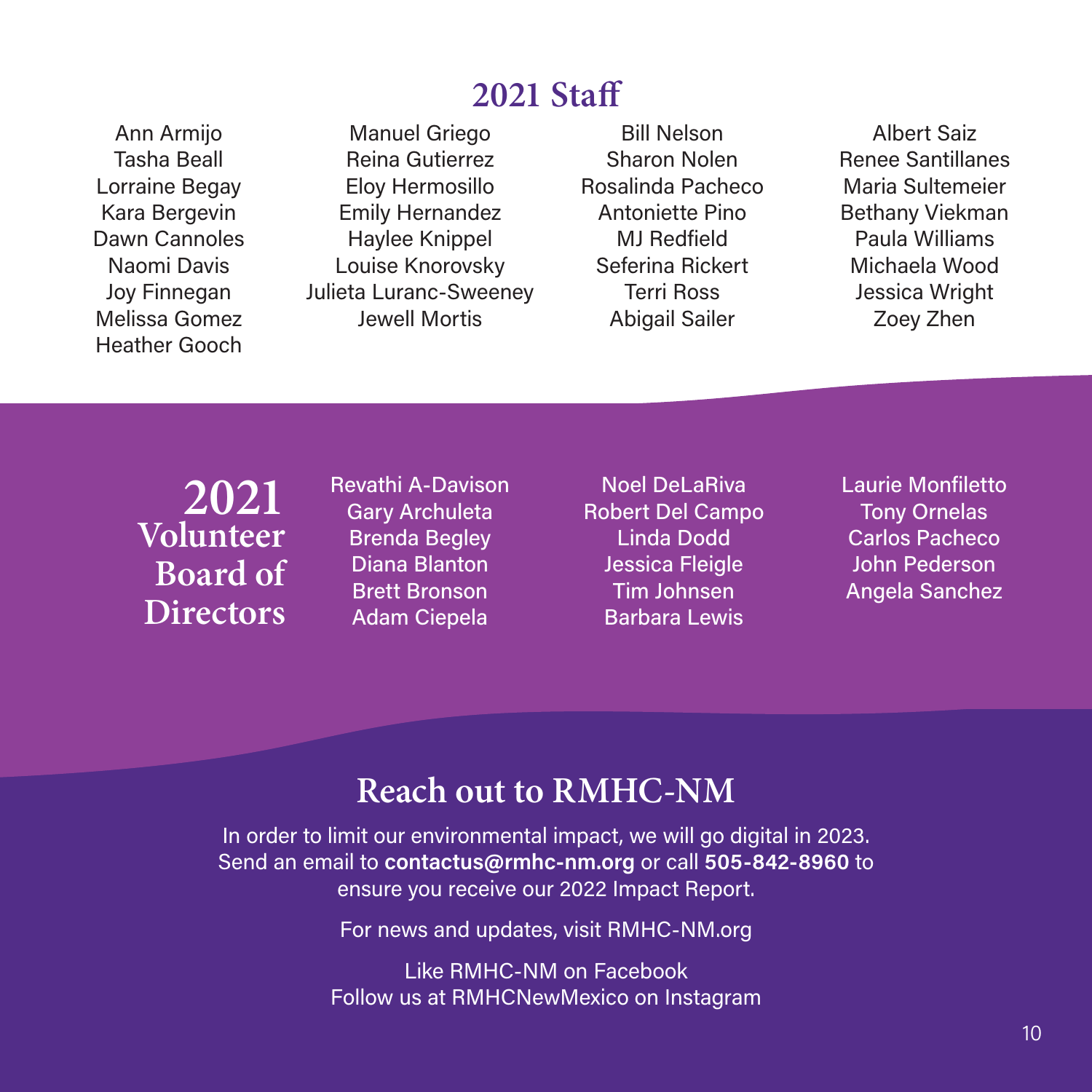## 2021 Staff

Ann Armijo
Tasha Beall
Lorraine Begay
Kara Bergevin
Dawn Cannoles
Naomi Davis
Joy Finnegan
Melissa Gomez
Heather Gooch
Manuel Griego
Reina Gutierrez
Eloy Hermosillo
Emily Hernandez
Haylee Knippel
Louise Knorovsky
Julieta Luranc-Sweeney
Jewell Mortis
Bill Nelson
Sharon Nolen
Rosalinda Pacheco
Antoniette Pino
MJ Redfield
Seferina Rickert
Terri Ross
Abigail Sailer
Albert Saiz
Renee Santillanes
Maria Sultemeier
Bethany Viekman
Paula Williams
Michaela Wood
Jessica Wright
Zoey Zhen

## 2021 Volunteer Board of Directors

Revathi A-Davison
Gary Archuleta
Brenda Begley
Diana Blanton
Brett Bronson
Adam Ciepela
Noel DeLaRiva
Robert Del Campo
Linda Dodd
Jessica Fleigle
Tim Johnsen
Barbara Lewis
Laurie Monfiletto
Tony Ornelas
Carlos Pacheco
John Pederson
Angela Sanchez

## Reach out to RMHC-NM

In order to limit our environmental impact, we will go digital in 2023. Send an email to **contactus@rmhc-nm.org** or call **505-842-8960** to ensure you receive our 2022 Impact Report.

For news and updates, visit RMHC-NM.org

Like RMHC-NM on Facebook
Follow us at RMHCNewMexico on Instagram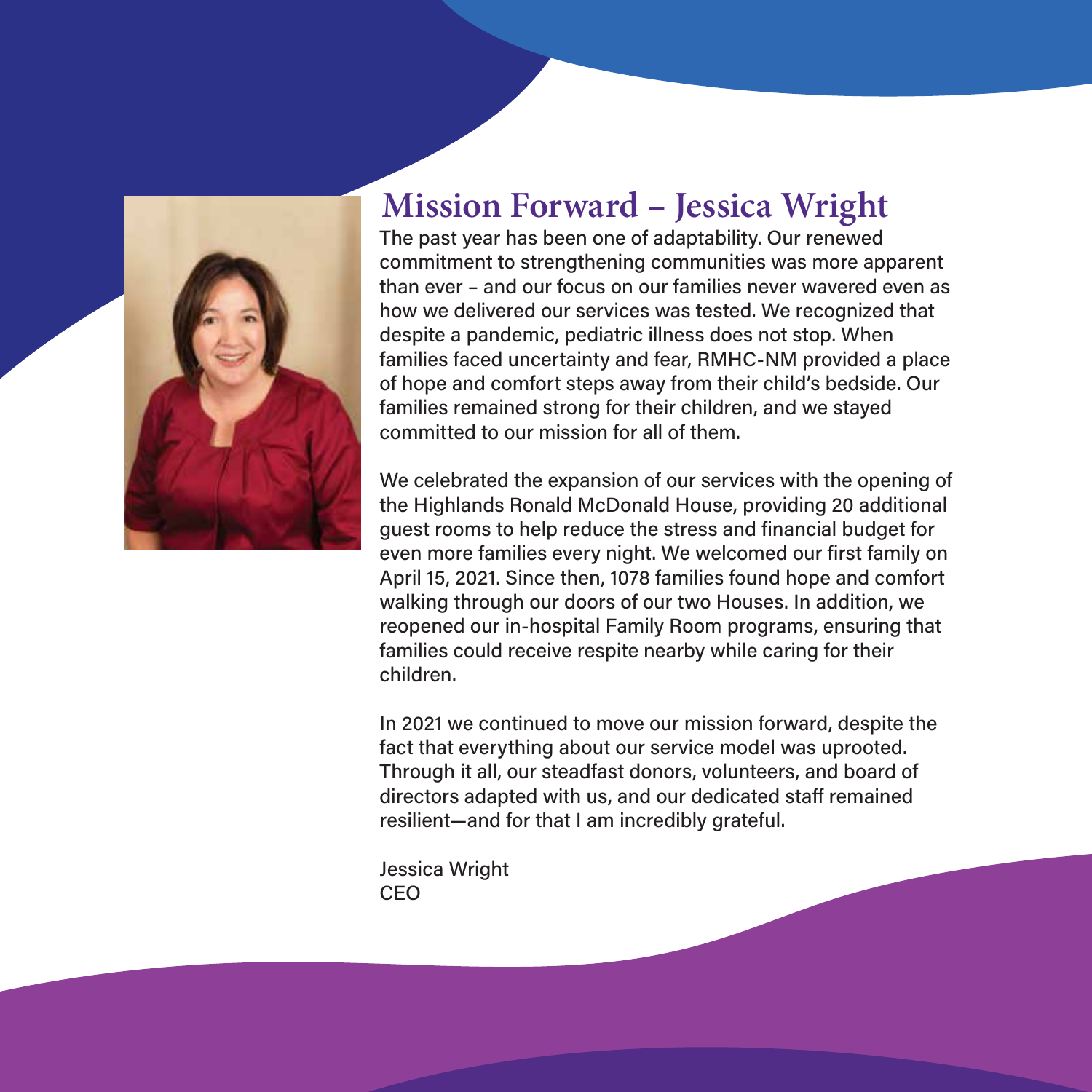## Mission Forward – Jessica Wright

The past year has been one of adaptability. Our renewed commitment to strengthening communities was more apparent than ever – and our focus on our families never wavered even as how we delivered our services was tested. We recognized that despite a pandemic, pediatric illness does not stop. When families faced uncertainty and fear, RMHC-NM provided a place of hope and comfort steps away from their child's bedside. Our families remained strong for their children, and we stayed committed to our mission for all of them.

We celebrated the expansion of our services with the opening of the Highlands Ronald McDonald House, providing 20 additional guest rooms to help reduce the stress and financial budget for even more families every night. We welcomed our first family on April 15, 2021. Since then, 1078 families found hope and comfort walking through our doors of our two Houses. In addition, we reopened our in-hospital Family Room programs, ensuring that families could receive respite nearby while caring for their children.

In 2021 we continued to move our mission forward, despite the fact that everything about our service model was uprooted. Through it all, our steadfast donors, volunteers, and board of directors adapted with us, and our dedicated staff remained resilient—and for that I am incredibly grateful.

Jessica Wright
CEO